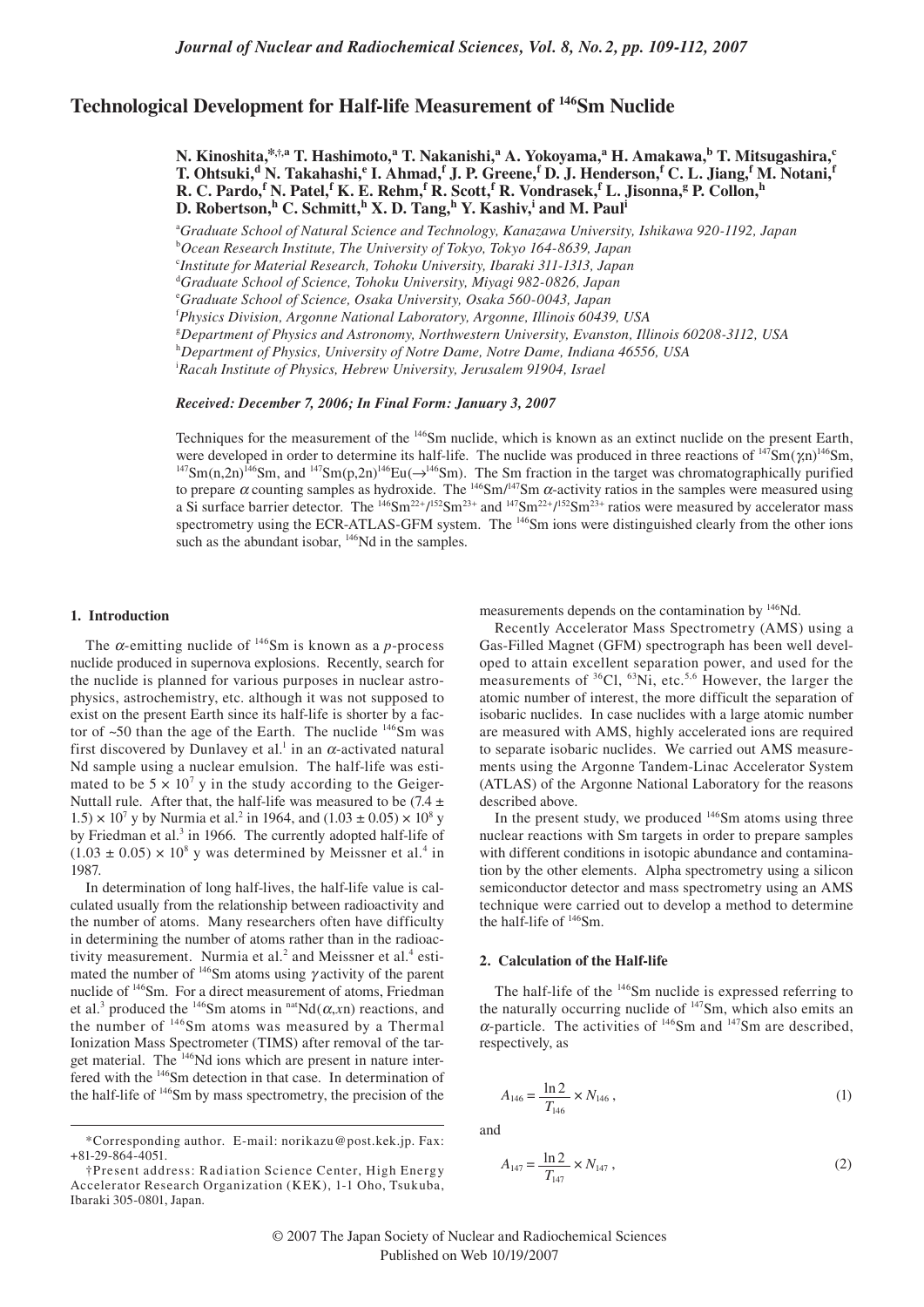# Technological Development for Half-life Measurement of $^{146}$Sm Nuclide

**N. Kinoshita,[*,†,a] T. Hashimoto,[a] T. Nakanishi,[a] A. Yokoyama,[a] H. Amakawa,[b] T. Mitsugashira,[c] T. Ohtsuki,[d] N. Takahashi,[e] I. Ahmad,[f] J. P. Greene,[f] D. J. Henderson,[f] C. L. Jiang,[f] M. Notani,[f] R. C. Pardo,[f] N. Patel,[f] K. E. Rehm,[f] R. Scott,[f] R. Vondrasek,[f] L. Jisonna,[g] P. Collon,[h] D. Robertson,[h] C. Schmitt,[h] X. D. Tang,[h] Y. Kashiv,[i] and M. Paul[i]**

[a]*Graduate School of Natural Science and Technology, Kanazawa University, Ishikawa 920-1192, Japan*
[b]*Ocean Research Institute, The University of Tokyo, Tokyo 164-8639, Japan*
[c]*Institute for Material Research, Tohoku University, Ibaraki 311-1313, Japan*
[d]*Graduate School of Science, Tohoku University, Miyagi 982-0826, Japan*
[e]*Graduate School of Science, Osaka University, Osaka 560-0043, Japan*
[f]*Physics Division, Argonne National Laboratory, Argonne, Illinois 60439, USA*
[g]*Department of Physics and Astronomy, Northwestern University, Evanston, Illinois 60208-3112, USA*
[h]*Department of Physics, University of Notre Dame, Notre Dame, Indiana 46556, USA*
[i]*Racah Institute of Physics, Hebrew University, Jerusalem 91904, Israel*

***Received: December 7, 2006; In Final Form: January 3, 2007***

Techniques for the measurement of the $^{146}$Sm nuclide, which is known as an extinct nuclide on the present Earth, were developed in order to determine its half-life. The nuclide was produced in three reactions of $^{147}$Sm($\gamma$,n)$^{146}$Sm, $^{147}$Sm(n,2n)$^{146}$Sm, and $^{147}$Sm(p,2n)$^{146}$Eu($\rightarrow^{146}$Sm). The Sm fraction in the target was chromatographically purified to prepare $\alpha$ counting samples as hydroxide. The $^{146}$Sm/$^{147}$Sm $\alpha$-activity ratios in the samples were measured using a Si surface barrier detector. The $^{146}$Sm$^{22+}$/$^{152}$Sm$^{23+}$ and $^{147}$Sm$^{22+}$/$^{152}$Sm$^{23+}$ ratios were measured by accelerator mass spectrometry using the ECR-ATLAS-GFM system. The $^{146}$Sm ions were distinguished clearly from the other ions such as the abundant isobar, $^{146}$Nd in the samples.

## 1. Introduction

The $\alpha$-emitting nuclide of $^{146}$Sm is known as a *p*-process nuclide produced in supernova explosions. Recently, search for the nuclide is planned for various purposes in nuclear astrophysics, astrochemistry, etc. although it was not supposed to exist on the present Earth since its half-life is shorter by a factor of ~50 than the age of the Earth. The nuclide $^{146}$Sm was first discovered by Dunlavey et al.[1] in an $\alpha$-activated natural Nd sample using a nuclear emulsion. The half-life was estimated to be $5 \times 10^7$ y in the study according to the Geiger-Nuttall rule. After that, the half-life was measured to be $(7.4 \pm 1.5) \times 10^7$ y by Nurmia et al.[2] in 1964, and $(1.03 \pm 0.05) \times 10^8$ y by Friedman et al.[3] in 1966. The currently adopted half-life of $(1.03 \pm 0.05) \times 10^8$ y was determined by Meissner et al.[4] in 1987.

In determination of long half-lives, the half-life value is calculated usually from the relationship between radioactivity and the number of atoms. Many researchers often have difficulty in determining the number of atoms rather than in the radioactivity measurement. Nurmia et al.[2] and Meissner et al.[4] estimated the number of $^{146}$Sm atoms using $\gamma$ activity of the parent nuclide of $^{146}$Sm. For a direct measurement of atoms, Friedman et al.[3] produced the $^{146}$Sm atoms in $^{\mathrm{nat}}$Nd($\alpha$,*x*n) reactions, and the number of $^{146}$Sm atoms was measured by a Thermal Ionization Mass Spectrometer (TIMS) after removal of the target material. The $^{146}$Nd ions which are present in nature interfered with the $^{146}$Sm detection in that case. In determination of the half-life of $^{146}$Sm by mass spectrometry, the precision of the measurements depends on the contamination by $^{146}$Nd.

Recently Accelerator Mass Spectrometry (AMS) using a Gas-Filled Magnet (GFM) spectrograph has been well developed to attain excellent separation power, and used for the measurements of $^{36}$Cl, $^{63}$Ni, etc.[5,6] However, the larger the atomic number of interest, the more difficult the separation of isobaric nuclides. In case nuclides with a large atomic number are measured with AMS, highly accelerated ions are required to separate isobaric nuclides. We carried out AMS measurements using the Argonne Tandem-Linac Accelerator System (ATLAS) of the Argonne National Laboratory for the reasons described above.

In the present study, we produced $^{146}$Sm atoms using three nuclear reactions with Sm targets in order to prepare samples with different conditions in isotopic abundance and contamination by the other elements. Alpha spectrometry using a silicon semiconductor detector and mass spectrometry using an AMS technique were carried out to develop a method to determine the half-life of $^{146}$Sm.

## 2. Calculation of the Half-life

The half-life of the $^{146}$Sm nuclide is expressed referring to the naturally occurring nuclide of $^{147}$Sm, which also emits an $\alpha$-particle. The activities of $^{146}$Sm and $^{147}$Sm are described, respectively, as

$$A_{146} = \frac{\ln 2}{T_{146}} \times N_{146}\,, \tag{1}$$

and

$$A_{147} = \frac{\ln 2}{T_{147}} \times N_{147}\,, \tag{2}$$

---

*Corresponding author. E-mail: norikazu@post.kek.jp. Fax: +81-29-864-4051.

†Present address: Radiation Science Center, High Energy Accelerator Research Organization (KEK), 1-1 Oho, Tsukuba, Ibaraki 305-0801, Japan.

© 2007 The Japan Society of Nuclear and Radiochemical Sciences
Published on Web 10/19/2007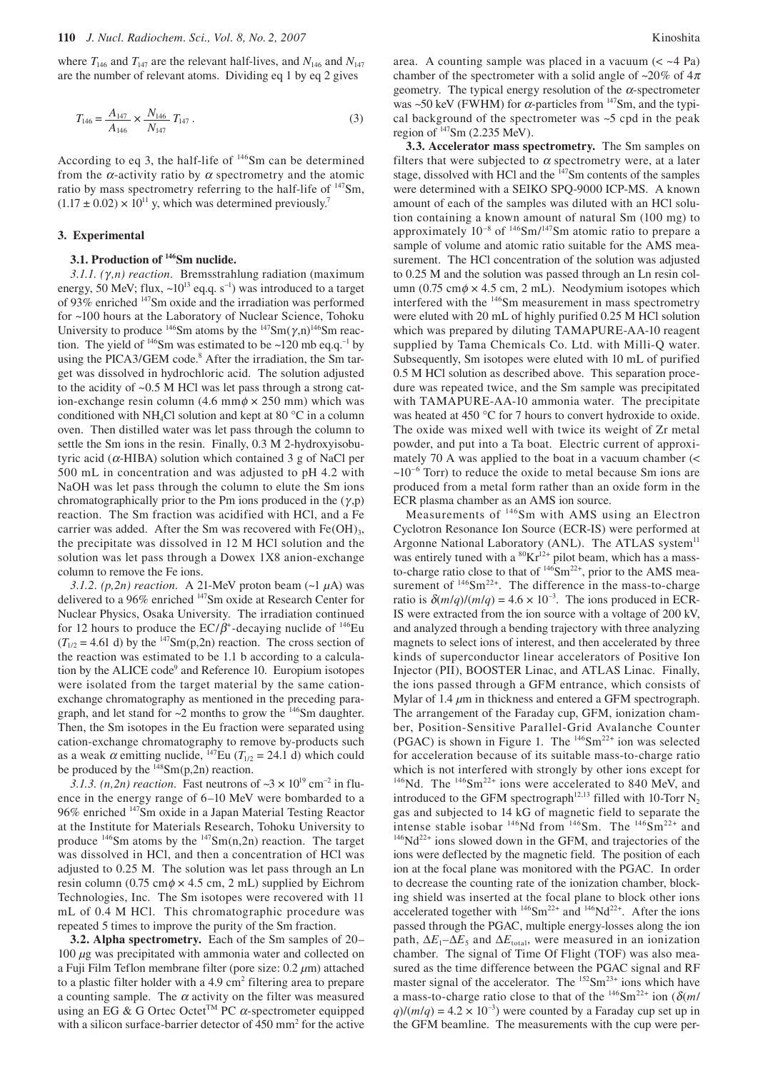where $T_{146}$ and $T_{147}$ are the relevant half-lives, and $N_{146}$ and $N_{147}$ are the number of relevant atoms. Dividing eq 1 by eq 2 gives

$$T_{146} = \frac{A_{147}}{A_{146}} \times \frac{N_{146}}{N_{147}} T_{147}. \quad (3)$$

According to eq 3, the half-life of $^{146}$Sm can be determined from the $\alpha$-activity ratio by $\alpha$ spectrometry and the atomic ratio by mass spectrometry referring to the half-life of $^{147}$Sm, $(1.17 \pm 0.02) \times 10^{11}$ y, which was determined previously.[7]

## 3. Experimental

### 3.1. Production of $^{146}$Sm nuclide.

*3.1.1. ($\gamma$,n) reaction.* Bremsstrahlung radiation (maximum energy, 50 MeV; flux, $\sim 10^{13}$ eq.q. s$^{-1}$) was introduced to a target of 93% enriched $^{147}$Sm oxide and the irradiation was performed for ~100 hours at the Laboratory of Nuclear Science, Tohoku University to produce $^{146}$Sm atoms by the $^{147}$Sm($\gamma$,n)$^{146}$Sm reaction. The yield of $^{146}$Sm was estimated to be ~120 mb eq.q.$^{-1}$ by using the PICA3/GEM code.[8] After the irradiation, the Sm target was dissolved in hydrochloric acid. The solution adjusted to the acidity of ~0.5 M HCl was let pass through a strong cation-exchange resin column (4.6 mm$\phi$ × 250 mm) which was conditioned with $NH_4Cl$ solution and kept at 80 °C in a column oven. Then distilled water was let pass through the column to settle the Sm ions in the resin. Finally, 0.3 M 2-hydroxyisobutyric acid ($\alpha$-HIBA) solution which contained 3 g of NaCl per 500 mL in concentration and was adjusted to pH 4.2 with NaOH was let pass through the column to elute the Sm ions chromatographically prior to the Pm ions produced in the ($\gamma$,p) reaction. The Sm fraction was acidified with HCl, and a Fe carrier was added. After the Sm was recovered with $Fe(OH)_3$, the precipitate was dissolved in 12 M HCl solution and the solution was let pass through a Dowex 1X8 anion-exchange column to remove the Fe ions.

*3.1.2. (p,2n) reaction.* A 21-MeV proton beam (~1 $\mu$A) was delivered to a 96% enriched $^{147}$Sm oxide at Research Center for Nuclear Physics, Osaka University. The irradiation continued for 12 hours to produce the EC/$\beta^+$-decaying nuclide of $^{146}$Eu ($T_{1/2}$ = 4.61 d) by the $^{147}$Sm(p,2n) reaction. The cross section of the reaction was estimated to be 1.1 b according to a calculation by the ALICE code[9] and Reference 10. Europium isotopes were isolated from the target material by the same cation-exchange chromatography as mentioned in the preceding paragraph, and let stand for ~2 months to grow the $^{146}$Sm daughter. Then, the Sm isotopes in the Eu fraction were separated using cation-exchange chromatography to remove by-products such as a weak $\alpha$ emitting nuclide, $^{147}$Eu ($T_{1/2}$ = 24.1 d) which could be produced by the $^{148}$Sm(p,2n) reaction.

*3.1.3. (n,2n) reaction.* Fast neutrons of $\sim 3 \times 10^{19}$ cm$^{-2}$ in fluence in the energy range of 6–10 MeV were bombarded to a 96% enriched $^{147}$Sm oxide in a Japan Material Testing Reactor at the Institute for Materials Research, Tohoku University to produce $^{146}$Sm atoms by the $^{147}$Sm(n,2n) reaction. The target was dissolved in HCl, and then a concentration of HCl was adjusted to 0.25 M. The solution was let pass through an Ln resin column (0.75 cm$\phi$ × 4.5 cm, 2 mL) supplied by Eichrom Technologies, Inc. The Sm isotopes were recovered with 11 mL of 0.4 M HCl. This chromatographic procedure was repeated 5 times to improve the purity of the Sm fraction.

**3.2. Alpha spectrometry.** Each of the Sm samples of 20–100 $\mu$g was precipitated with ammonia water and collected on a Fuji Film Teflon membrane filter (pore size: 0.2 $\mu$m) attached to a plastic filter holder with a 4.9 cm$^2$ filtering area to prepare a counting sample. The $\alpha$ activity on the filter was measured using an EG & G Ortec Octet™ PC $\alpha$-spectrometer equipped with a silicon surface-barrier detector of 450 mm$^2$ for the active area. A counting sample was placed in a vacuum (< ~4 Pa) chamber of the spectrometer with a solid angle of ~20% of 4$\pi$ geometry. The typical energy resolution of the $\alpha$-spectrometer was ~50 keV (FWHM) for $\alpha$-particles from $^{147}$Sm, and the typical background of the spectrometer was ~5 cpd in the peak region of $^{147}$Sm (2.235 MeV).

**3.3. Accelerator mass spectrometry.** The Sm samples on filters that were subjected to $\alpha$ spectrometry were, at a later stage, dissolved with HCl and the $^{147}$Sm contents of the samples were determined with a SEIKO SPQ-9000 ICP-MS. A known amount of each of the samples was diluted with an HCl solution containing a known amount of natural Sm (100 mg) to approximately $10^{-8}$ of $^{146}$Sm/$^{147}$Sm atomic ratio to prepare a sample of volume and atomic ratio suitable for the AMS measurement. The HCl concentration of the solution was adjusted to 0.25 M and the solution was passed through an Ln resin column (0.75 cm$\phi$ × 4.5 cm, 2 mL). Neodymium isotopes which interfered with the $^{146}$Sm measurement in mass spectrometry were eluted with 20 mL of highly purified 0.25 M HCl solution which was prepared by diluting TAMAPURE-AA-10 reagent supplied by Tama Chemicals Co. Ltd. with Milli-Q water. Subsequently, Sm isotopes were eluted with 10 mL of purified 0.5 M HCl solution as described above. This separation procedure was repeated twice, and the Sm sample was precipitated with TAMAPURE-AA-10 ammonia water. The precipitate was heated at 450 °C for 7 hours to convert hydroxide to oxide. The oxide was mixed well with twice its weight of Zr metal powder, and put into a Ta boat. Electric current of approximately 70 A was applied to the boat in a vacuum chamber (< ~$10^{-6}$ Torr) to reduce the oxide to metal because Sm ions are produced from a metal form rather than an oxide form in the ECR plasma chamber as an AMS ion source.

Measurements of $^{146}$Sm with AMS using an Electron Cyclotron Resonance Ion Source (ECR-IS) were performed at Argonne National Laboratory (ANL). The ATLAS system[11] was entirely tuned with a $^{80}$Kr$^{12+}$ pilot beam, which has a mass-to-charge ratio close to that of $^{146}$Sm$^{22+}$, prior to the AMS measurement of $^{146}$Sm$^{22+}$. The difference in the mass-to-charge ratio is $\delta(m/q)/(m/q) = 4.6 \times 10^{-3}$. The ions produced in ECR-IS were extracted from the ion source with a voltage of 200 kV, and analyzed through a bending trajectory with three analyzing magnets to select ions of interest, and then accelerated by three kinds of superconductor linear accelerators of Positive Ion Injector (PII), BOOSTER Linac, and ATLAS Linac. Finally, the ions passed through a GFM entrance, which consists of Mylar of 1.4 $\mu$m in thickness and entered a GFM spectrograph. The arrangement of the Faraday cup, GFM, ionization chamber, Position-Sensitive Parallel-Grid Avalanche Counter (PGAC) is shown in Figure 1. The $^{146}$Sm$^{22+}$ ion was selected for acceleration because of its suitable mass-to-charge ratio which is not interfered with strongly by other ions except for $^{146}$Nd. The $^{146}$Sm$^{22+}$ ions were accelerated to 840 MeV, and introduced to the GFM spectrograph[12,13] filled with 10-Torr $N_2$ gas and subjected to 14 kG of magnetic field to separate the intense stable isobar $^{146}$Nd from $^{146}$Sm. The $^{146}$Sm$^{22+}$ and $^{146}$Nd$^{22+}$ ions slowed down in the GFM, and trajectories of the ions were deflected by the magnetic field. The position of each ion at the focal plane was monitored with the PGAC. In order to decrease the counting rate of the ionization chamber, blocking shield was inserted at the focal plane to block other ions accelerated together with $^{146}$Sm$^{22+}$ and $^{146}$Nd$^{22+}$. After the ions passed through the PGAC, multiple energy-losses along the ion path, $\Delta E_1$–$\Delta E_5$ and $\Delta E_{total}$, were measured in an ionization chamber. The signal of Time Of Flight (TOF) was also measured as the time difference between the PGAC signal and RF master signal of the accelerator. The $^{152}$Sm$^{23+}$ ions which have a mass-to-charge ratio close to that of the $^{146}$Sm$^{22+}$ ion ($\delta(m/q)/(m/q) = 4.2 \times 10^{-3}$) were counted by a Faraday cup set up in the GFM beamline. The measurements with the cup were per-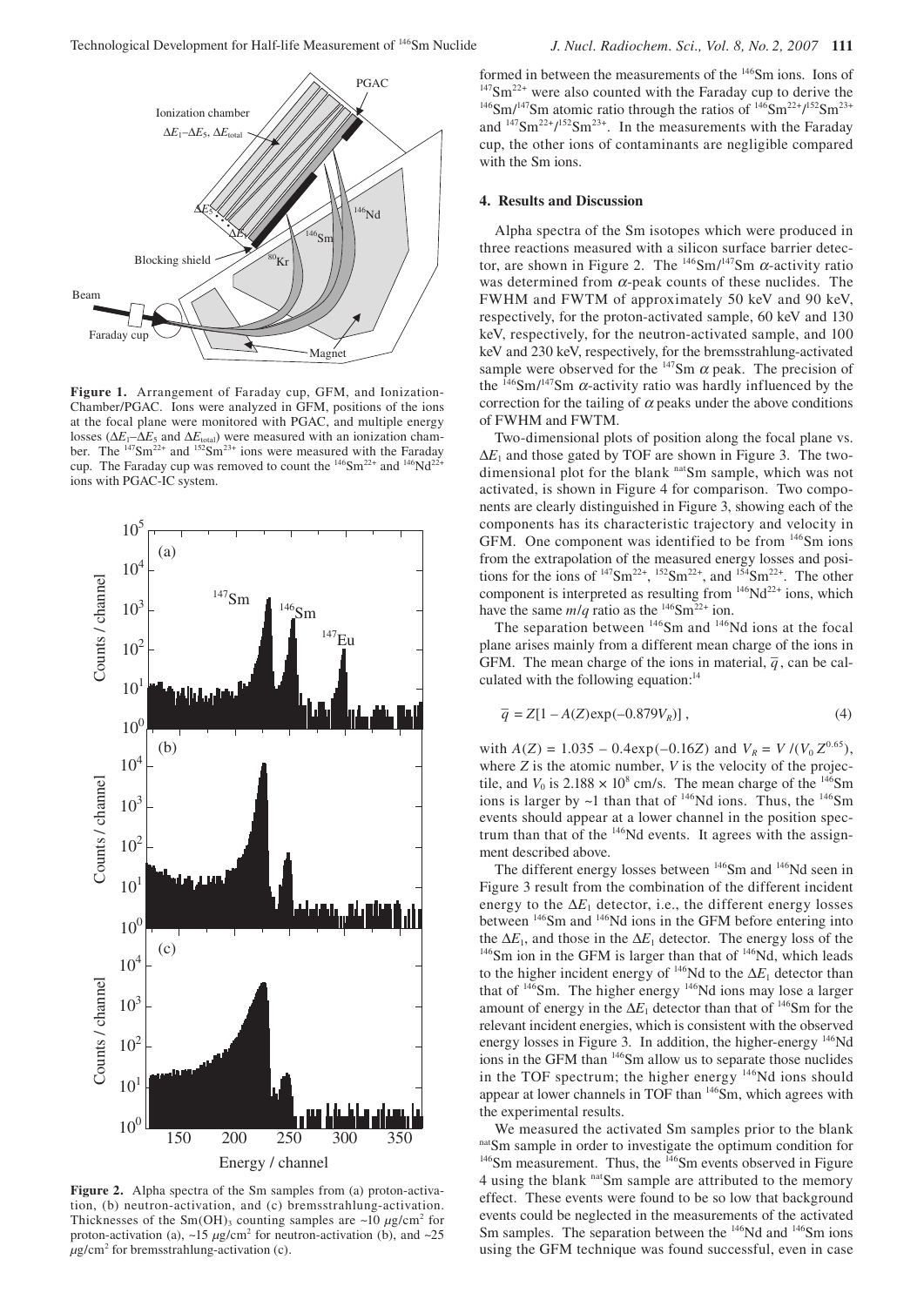**Figure 1.** Arrangement of Faraday cup, GFM, and Ionization-Chamber/PGAC. Ions were analyzed in GFM, positions of the ions at the focal plane were monitored with PGAC, and multiple energy losses ($\Delta E_1$–$\Delta E_5$ and $\Delta E_{total}$) were measured with an ionization chamber. The $^{147}Sm^{22+}$ and $^{152}Sm^{23+}$ ions were measured with the Faraday cup. The Faraday cup was removed to count the $^{146}Sm^{22+}$ and $^{146}Nd^{22+}$ ions with PGAC-IC system.

**Figure 2.** Alpha spectra of the Sm samples from (a) proton-activation, (b) neutron-activation, and (c) bremsstrahlung-activation. Thicknesses of the $Sm(OH)_3$ counting samples are ~10 $\mu$g/cm$^2$ for proton-activation (a), ~15 $\mu$g/cm$^2$ for neutron-activation (b), and ~25 $\mu$g/cm$^2$ for bremsstrahlung-activation (c).

formed in between the measurements of the $^{146}Sm$ ions. Ions of $^{147}Sm^{22+}$ were also counted with the Faraday cup to derive the $^{146}Sm/^{147}Sm$ atomic ratio through the ratios of $^{146}Sm^{22+}/^{152}Sm^{23+}$ and $^{147}Sm^{22+}/^{152}Sm^{23+}$. In the measurements with the Faraday cup, the other ions of contaminants are negligible compared with the Sm ions.

## 4. Results and Discussion

Alpha spectra of the Sm isotopes which were produced in three reactions measured with a silicon surface barrier detector, are shown in Figure 2. The $^{146}Sm/^{147}Sm$ $\alpha$-activity ratio was determined from $\alpha$-peak counts of these nuclides. The FWHM and FWTM of approximately 50 keV and 90 keV, respectively, for the proton-activated sample, 60 keV and 130 keV, respectively, for the neutron-activated sample, and 100 keV and 230 keV, respectively, for the bremsstrahlung-activated sample were observed for the $^{147}Sm$ $\alpha$ peak. The precision of the $^{146}Sm/^{147}Sm$ $\alpha$-activity ratio was hardly influenced by the correction for the tailing of $\alpha$ peaks under the above conditions of FWHM and FWTM.

Two-dimensional plots of position along the focal plane vs. $\Delta E_1$ and those gated by TOF are shown in Figure 3. The two-dimensional plot for the blank $^{nat}Sm$ sample, which was not activated, is shown in Figure 4 for comparison. Two components are clearly distinguished in Figure 3, showing each of the components has its characteristic trajectory and velocity in GFM. One component was identified to be from $^{146}Sm$ ions from the extrapolation of the measured energy losses and positions for the ions of $^{147}Sm^{22+}$, $^{152}Sm^{22+}$, and $^{154}Sm^{22+}$. The other component is interpreted as resulting from $^{146}Nd^{22+}$ ions, which have the same $m/q$ ratio as the $^{146}Sm^{22+}$ ion.

The separation between $^{146}Sm$ and $^{146}Nd$ ions at the focal plane arises mainly from a different mean charge of the ions in GFM. The mean charge of the ions in material, $\bar{q}$, can be calculated with the following equation:[14]

$$\bar{q} = Z[1 - A(Z)\exp(-0.879V_R)]\,, \tag{4}$$

with $A(Z) = 1.035 - 0.4\exp(-0.16Z)$ and $V_R = V/(V_0 Z^{0.65})$, where $Z$ is the atomic number, $V$ is the velocity of the projectile, and $V_0$ is $2.188 \times 10^8$ cm/s. The mean charge of the $^{146}Sm$ ions is larger by ~1 than that of $^{146}Nd$ ions. Thus, the $^{146}Sm$ events should appear at a lower channel in the position spectrum than that of the $^{146}Nd$ events. It agrees with the assignment described above.

The different energy losses between $^{146}Sm$ and $^{146}Nd$ seen in Figure 3 result from the combination of the different incident energy to the $\Delta E_1$ detector, i.e., the different energy losses between $^{146}Sm$ and $^{146}Nd$ ions in the GFM before entering into the $\Delta E_1$, and those in the $\Delta E_1$ detector. The energy loss of the $^{146}Sm$ ion in the GFM is larger than that of $^{146}Nd$, which leads to the higher incident energy of $^{146}Nd$ to the $\Delta E_1$ detector than that of $^{146}Sm$. The higher energy $^{146}Nd$ ions may lose a larger amount of energy in the $\Delta E_1$ detector than that of $^{146}Sm$ for the relevant incident energies, which is consistent with the observed energy losses in Figure 3. In addition, the higher-energy $^{146}Nd$ ions in the GFM than $^{146}Sm$ allow us to separate those nuclides in the TOF spectrum; the higher energy $^{146}Nd$ ions should appear at lower channels in TOF than $^{146}Sm$, which agrees with the experimental results.

We measured the activated Sm samples prior to the blank $^{nat}Sm$ sample in order to investigate the optimum condition for $^{146}Sm$ measurement. Thus, the $^{146}Sm$ events observed in Figure 4 using the blank $^{nat}Sm$ sample are attributed to the memory effect. These events were found to be so low that background events could be neglected in the measurements of the activated Sm samples. The separation between the $^{146}Nd$ and $^{146}Sm$ ions using the GFM technique was found successful, even in case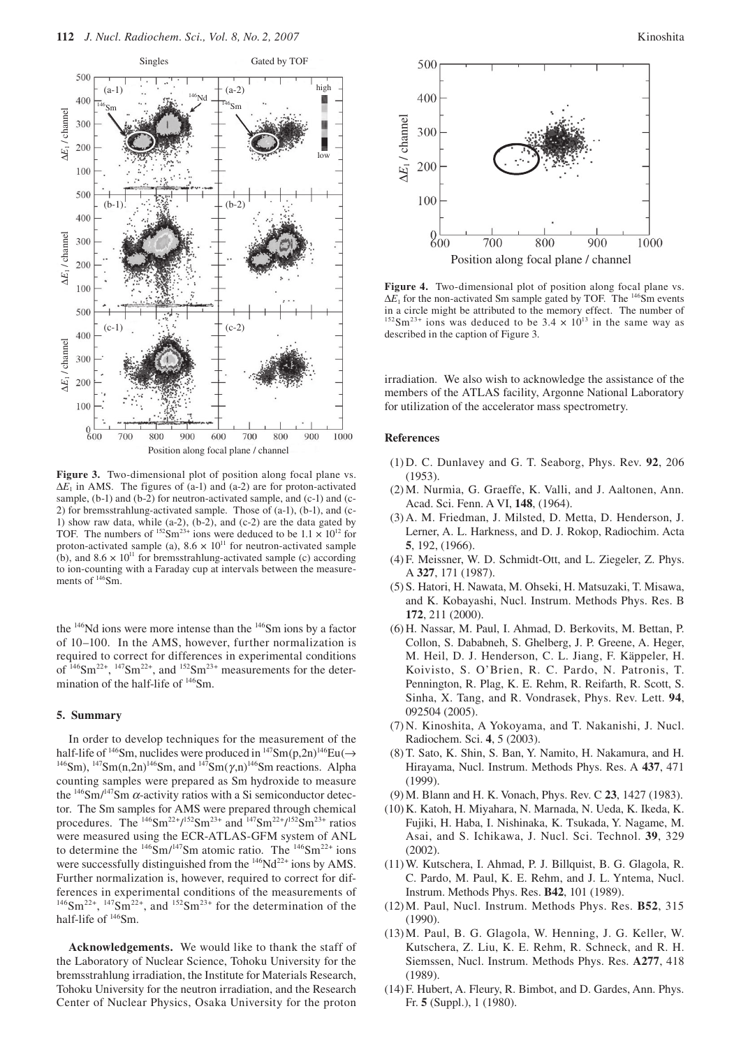Singles

Gated by TOF

(a-1)

(a-2)

$^{146}$Nd

$^{146}$Sm

$^{146}$Sm

high

low

(b-1)

(b-2)

(c-1)

(c-2)

$\Delta E_1$ / channel

Position along focal plane / channel

**Figure 3.** Two-dimensional plot of position along focal plane vs. $\Delta E_1$ in AMS. The figures of (a-1) and (a-2) are for proton-activated sample, (b-1) and (b-2) for neutron-activated sample, and (c-1) and (c-2) for bremsstrahlung-activated sample. Those of (a-1), (b-1), and (c-1) show raw data, while (a-2), (b-2), and (c-2) are the data gated by TOF. The numbers of $^{152}Sm^{23+}$ ions were deduced to be $1.1 \times 10^{12}$ for proton-activated sample (a), $8.6 \times 10^{11}$ for neutron-activated sample (b), and $8.6 \times 10^{11}$ for bremsstrahlung-activated sample (c) according to ion-counting with a Faraday cup at intervals between the measurements of $^{146}$Sm.

the $^{146}$Nd ions were more intense than the $^{146}$Sm ions by a factor of 10–100. In the AMS, however, further normalization is required to correct for differences in experimental conditions of $^{146}Sm^{22+}$, $^{147}Sm^{22+}$, and $^{152}Sm^{23+}$ measurements for the determination of the half-life of $^{146}$Sm.

## 5. Summary

In order to develop techniques for the measurement of the half-life of $^{146}$Sm, nuclides were produced in $^{147}$Sm(p,2n)$^{146}$Eu($\rightarrow$ $^{146}$Sm), $^{147}$Sm(n,2n)$^{146}$Sm, and $^{147}$Sm($\gamma$,n)$^{146}$Sm reactions. Alpha counting samples were prepared as Sm hydroxide to measure the $^{146}$Sm/$^{147}$Sm $\alpha$-activity ratios with a Si semiconductor detector. The Sm samples for AMS were prepared through chemical procedures. The $^{146}Sm^{22+}$/$^{152}Sm^{23+}$ and $^{147}Sm^{22+}$/$^{152}Sm^{23+}$ ratios were measured using the ECR-ATLAS-GFM system of ANL to determine the $^{146}$Sm/$^{147}$Sm atomic ratio. The $^{146}Sm^{22+}$ ions were successfully distinguished from the $^{146}Nd^{22+}$ ions by AMS. Further normalization is, however, required to correct for differences in experimental conditions of the measurements of $^{146}Sm^{22+}$, $^{147}Sm^{22+}$, and $^{152}Sm^{23+}$ for the determination of the half-life of $^{146}$Sm.

**Acknowledgements.** We would like to thank the staff of the Laboratory of Nuclear Science, Tohoku University for the bremsstrahlung irradiation, the Institute for Materials Research, Tohoku University for the neutron irradiation, and the Research Center of Nuclear Physics, Osaka University for the proton irradiation. We also wish to acknowledge the assistance of the members of the ATLAS facility, Argonne National Laboratory for utilization of the accelerator mass spectrometry.

$\Delta E_1$ / channel

Position along focal plane / channel

**Figure 4.** Two-dimensional plot of position along focal plane vs. $\Delta E_1$ for the non-activated Sm sample gated by TOF. The $^{146}$Sm events in a circle might be attributed to the memory effect. The number of $^{152}Sm^{23+}$ ions was deduced to be $3.4 \times 10^{13}$ in the same way as described in the caption of Figure 3.

## References

(1) D. C. Dunlavey and G. T. Seaborg, Phys. Rev. **92**, 206 (1953).

(2) M. Nurmia, G. Graeffe, K. Valli, and J. Aaltonen, Ann. Acad. Sci. Fenn. A VI, **148**, (1964).

(3) A. M. Friedman, J. Milsted, D. Metta, D. Henderson, J. Lerner, A. L. Harkness, and D. J. Rokop, Radiochim. Acta **5**, 192, (1966).

(4) F. Meissner, W. D. Schmidt-Ott, and L. Ziegeler, Z. Phys. A **327**, 171 (1987).

(5) S. Hatori, H. Nawata, M. Ohseki, H. Matsuzaki, T. Misawa, and K. Kobayashi, Nucl. Instrum. Methods Phys. Res. B **172**, 211 (2000).

(6) H. Nassar, M. Paul, I. Ahmad, D. Berkovits, M. Bettan, P. Collon, S. Dababneh, S. Ghelberg, J. P. Greene, A. Heger, M. Heil, D. J. Henderson, C. L. Jiang, F. Käppeler, H. Koivisto, S. O'Brien, R. C. Pardo, N. Patronis, T. Pennington, R. Plag, K. E. Rehm, R. Reifarth, R. Scott, S. Sinha, X. Tang, and R. Vondrasek, Phys. Rev. Lett. **94**, 092504 (2005).

(7) N. Kinoshita, A Yokoyama, and T. Nakanishi, J. Nucl. Radiochem. Sci. **4**, 5 (2003).

(8) T. Sato, K. Shin, S. Ban, Y. Namito, H. Nakamura, and H. Hirayama, Nucl. Instrum. Methods Phys. Res. A **437**, 471 (1999).

(9) M. Blann and H. K. Vonach, Phys. Rev. C **23**, 1427 (1983).

(10) K. Katoh, H. Miyahara, N. Marnada, N. Ueda, K. Ikeda, K. Fujiki, H. Haba, I. Nishinaka, K. Tsukada, Y. Nagame, M. Asai, and S. Ichikawa, J. Nucl. Sci. Technol. **39**, 329 (2002).

(11) W. Kutschera, I. Ahmad, P. J. Billquist, B. G. Glagola, R. C. Pardo, M. Paul, K. E. Rehm, and J. L. Yntema, Nucl. Instrum. Methods Phys. Res. **B42**, 101 (1989).

(12) M. Paul, Nucl. Instrum. Methods Phys. Res. **B52**, 315 (1990).

(13) M. Paul, B. G. Glagola, W. Henning, J. G. Keller, W. Kutschera, Z. Liu, K. E. Rehm, R. Schneck, and R. H. Siemssen, Nucl. Instrum. Methods Phys. Res. **A277**, 418 (1989).

(14) F. Hubert, A. Fleury, R. Bimbot, and D. Gardes, Ann. Phys. Fr. **5** (Suppl.), 1 (1980).